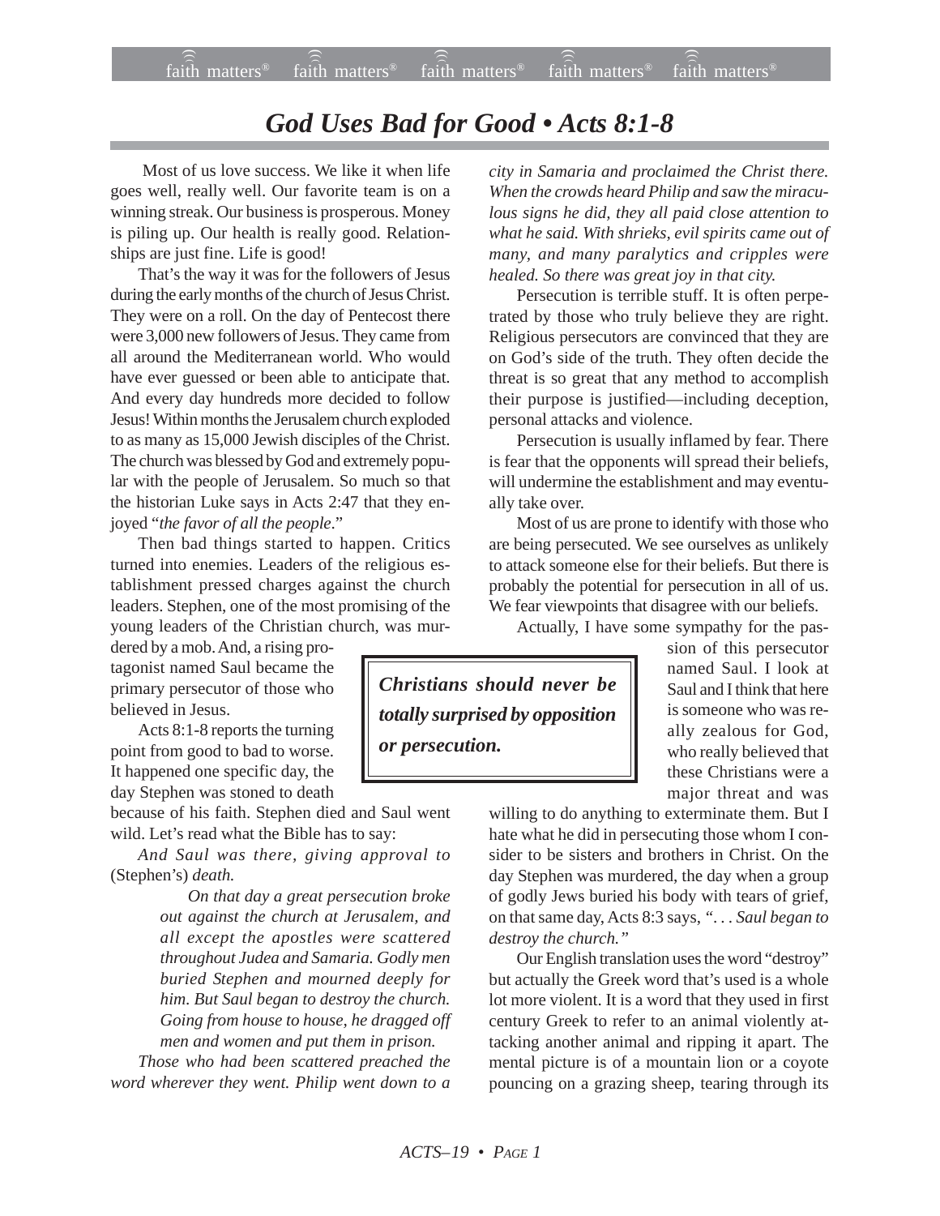# *God Uses Bad for Good • Acts 8:1-8*

Most of us love success. We like it when life goes well, really well. Our favorite team is on a winning streak. Our business is prosperous. Money is piling up. Our health is really good. Relationships are just fine. Life is good!

That's the way it was for the followers of Jesus during the early months of the church of Jesus Christ. They were on a roll. On the day of Pentecost there were 3,000 new followers of Jesus. They came from all around the Mediterranean world. Who would have ever guessed or been able to anticipate that. And every day hundreds more decided to follow Jesus! Within months the Jerusalem church exploded to as many as 15,000 Jewish disciples of the Christ. The church was blessed by God and extremely popular with the people of Jerusalem. So much so that the historian Luke says in Acts 2:47 that they enjoyed "*the favor of all the people*."

Then bad things started to happen. Critics turned into enemies. Leaders of the religious establishment pressed charges against the church leaders. Stephen, one of the most promising of the young leaders of the Christian church, was murdered by a mob. And, a rising protagonist named Saul became the primary persecutor of those who believed in Jesus.

Acts 8:1-8 reports the turning point from good to bad to worse. It happened one specific day, the day Stephen was stoned to death because of his faith. Stephen died and Saul went wild. Let's read what the Bible has to say:

*And Saul was there, giving approval to* (Stephen's) *death.*

> *On that day a great persecution broke out against the church at Jerusalem, and all except the apostles were scattered throughout Judea and Samaria. Godly men buried Stephen and mourned deeply for him. But Saul began to destroy the church. Going from house to house, he dragged off men and women and put them in prison.*

*Those who had been scattered preached the word wherever they went. Philip went down to a city in Samaria and proclaimed the Christ there. When the crowds heard Philip and saw the miraculous signs he did, they all paid close attention to what he said. With shrieks, evil spirits came out of many, and many paralytics and cripples were healed. So there was great joy in that city.*

Persecution is terrible stuff. It is often perpetrated by those who truly believe they are right. Religious persecutors are convinced that they are on God's side of the truth. They often decide the threat is so great that any method to accomplish their purpose is justified—including deception, personal attacks and violence.

Persecution is usually inflamed by fear. There is fear that the opponents will spread their beliefs, will undermine the establishment and may eventually take over.

Most of us are prone to identify with those who are being persecuted. We see ourselves as unlikely to attack someone else for their beliefs. But there is probably the potential for persecution in all of us. We fear viewpoints that disagree with our beliefs.

> ***Christians should never be totally surprised by opposition or persecution.***

Actually, I have some sympathy for the passion of this persecutor named Saul. I look at Saul and I think that here is someone who was really zealous for God, who really believed that these Christians were a major threat and was willing to do anything to exterminate them. But I hate what he did in persecuting those whom I consider to be sisters and brothers in Christ. On the day Stephen was murdered, the day when a group of godly Jews buried his body with tears of grief, on that same day, Acts 8:3 says, "*. . . Saul began to destroy the church.*"

Our English translation uses the word "destroy" but actually the Greek word that's used is a whole lot more violent. It is a word that they used in first century Greek to refer to an animal violently attacking another animal and ripping it apart. The mental picture is of a mountain lion or a coyote pouncing on a grazing sheep, tearing through its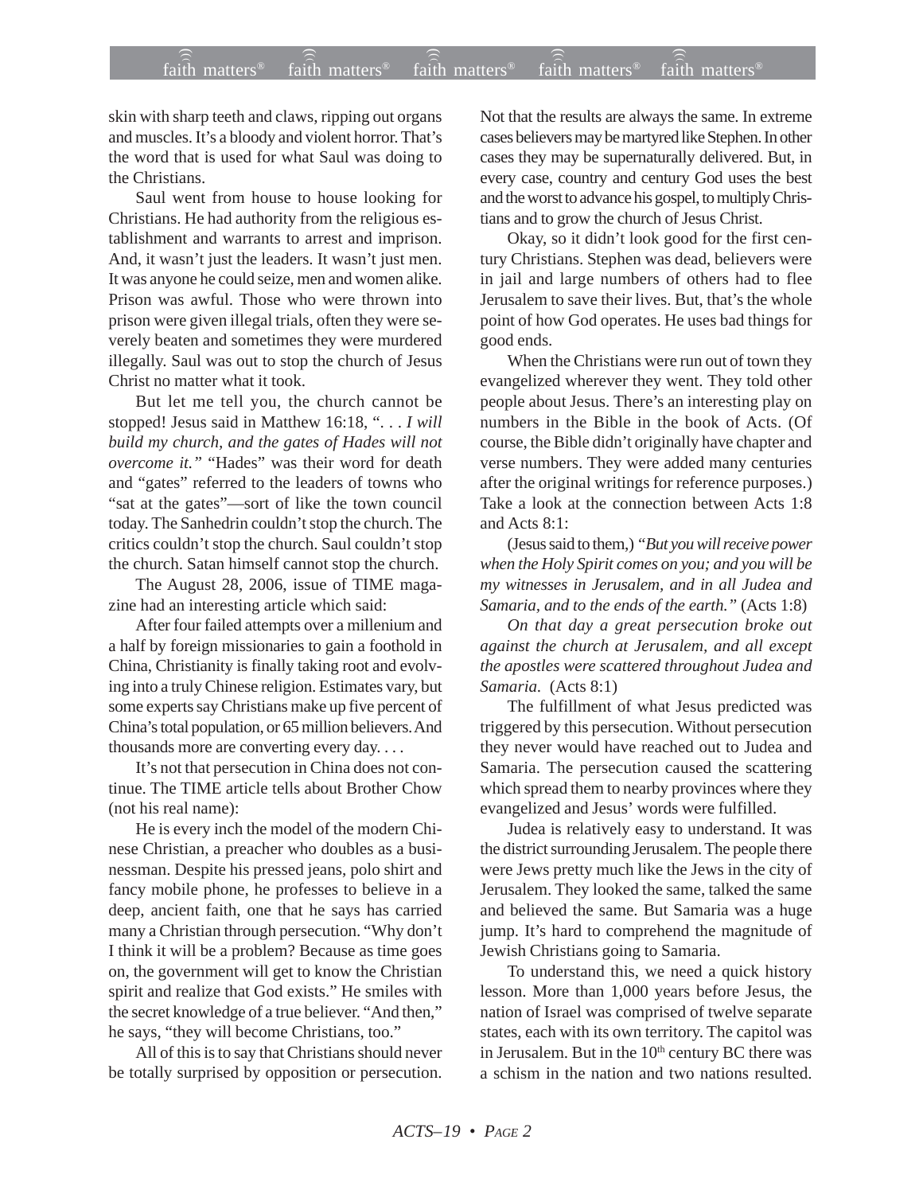skin with sharp teeth and claws, ripping out organs and muscles. It's a bloody and violent horror. That's the word that is used for what Saul was doing to the Christians.

Saul went from house to house looking for Christians. He had authority from the religious establishment and warrants to arrest and imprison. And, it wasn't just the leaders. It wasn't just men. It was anyone he could seize, men and women alike. Prison was awful. Those who were thrown into prison were given illegal trials, often they were severely beaten and sometimes they were murdered illegally. Saul was out to stop the church of Jesus Christ no matter what it took.

But let me tell you, the church cannot be stopped! Jesus said in Matthew 16:18, ". . . *I will build my church, and the gates of Hades will not overcome it.*" "Hades" was their word for death and "gates" referred to the leaders of towns who "sat at the gates"—sort of like the town council today. The Sanhedrin couldn't stop the church. The critics couldn't stop the church. Saul couldn't stop the church. Satan himself cannot stop the church.

The August 28, 2006, issue of TIME magazine had an interesting article which said:

After four failed attempts over a millenium and a half by foreign missionaries to gain a foothold in China, Christianity is finally taking root and evolving into a truly Chinese religion. Estimates vary, but some experts say Christians make up five percent of China's total population, or 65 million believers. And thousands more are converting every day. . . .

It's not that persecution in China does not continue. The TIME article tells about Brother Chow (not his real name):

He is every inch the model of the modern Chinese Christian, a preacher who doubles as a businessman. Despite his pressed jeans, polo shirt and fancy mobile phone, he professes to believe in a deep, ancient faith, one that he says has carried many a Christian through persecution. "Why don't I think it will be a problem? Because as time goes on, the government will get to know the Christian spirit and realize that God exists." He smiles with the secret knowledge of a true believer. "And then," he says, "they will become Christians, too."

All of this is to say that Christians should never be totally surprised by opposition or persecution. Not that the results are always the same. In extreme cases believers may be martyred like Stephen. In other cases they may be supernaturally delivered. But, in every case, country and century God uses the best and the worst to advance his gospel, to multiply Christians and to grow the church of Jesus Christ.

Okay, so it didn't look good for the first century Christians. Stephen was dead, believers were in jail and large numbers of others had to flee Jerusalem to save their lives. But, that's the whole point of how God operates. He uses bad things for good ends.

When the Christians were run out of town they evangelized wherever they went. They told other people about Jesus. There's an interesting play on numbers in the Bible in the book of Acts. (Of course, the Bible didn't originally have chapter and verse numbers. They were added many centuries after the original writings for reference purposes.) Take a look at the connection between Acts 1:8 and Acts 8:1:

(Jesus said to them,) "*But you will receive power when the Holy Spirit comes on you; and you will be my witnesses in Jerusalem, and in all Judea and Samaria, and to the ends of the earth.*" (Acts 1:8)

*On that day a great persecution broke out against the church at Jerusalem, and all except the apostles were scattered throughout Judea and Samaria.* (Acts 8:1)

The fulfillment of what Jesus predicted was triggered by this persecution. Without persecution they never would have reached out to Judea and Samaria. The persecution caused the scattering which spread them to nearby provinces where they evangelized and Jesus' words were fulfilled.

Judea is relatively easy to understand. It was the district surrounding Jerusalem. The people there were Jews pretty much like the Jews in the city of Jerusalem. They looked the same, talked the same and believed the same. But Samaria was a huge jump. It's hard to comprehend the magnitude of Jewish Christians going to Samaria.

To understand this, we need a quick history lesson. More than 1,000 years before Jesus, the nation of Israel was comprised of twelve separate states, each with its own territory. The capitol was in Jerusalem. But in the 10th century BC there was a schism in the nation and two nations resulted.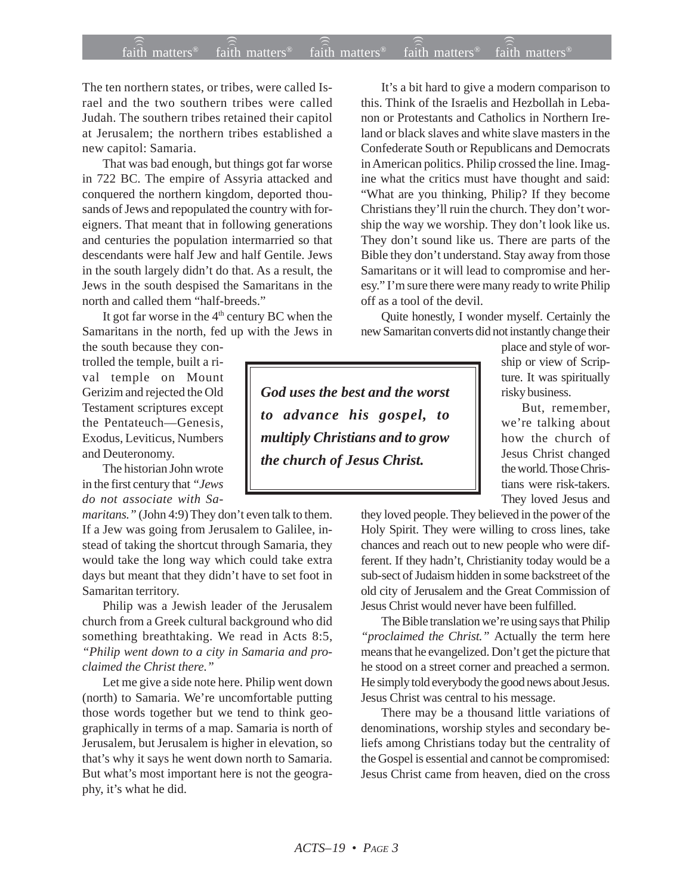The ten northern states, or tribes, were called Israel and the two southern tribes were called Judah. The southern tribes retained their capitol at Jerusalem; the northern tribes established a new capitol: Samaria.

That was bad enough, but things got far worse in 722 BC. The empire of Assyria attacked and conquered the northern kingdom, deported thousands of Jews and repopulated the country with foreigners. That meant that in following generations and centuries the population intermarried so that descendants were half Jew and half Gentile. Jews in the south largely didn't do that. As a result, the Jews in the south despised the Samaritans in the north and called them "half-breeds."

It got far worse in the 4th century BC when the Samaritans in the north, fed up with the Jews in the south because they controlled the temple, built a rival temple on Mount Gerizim and rejected the Old Testament scriptures except the Pentateuch—Genesis, Exodus, Leviticus, Numbers and Deuteronomy.

The historian John wrote in the first century that *"Jews do not associate with Samaritans."* (John 4:9) They don't even talk to them. If a Jew was going from Jerusalem to Galilee, instead of taking the shortcut through Samaria, they would take the long way which could take extra days but meant that they didn't have to set foot in Samaritan territory.

Philip was a Jewish leader of the Jerusalem church from a Greek cultural background who did something breathtaking. We read in Acts 8:5, *"Philip went down to a city in Samaria and proclaimed the Christ there."*

Let me give a side note here. Philip went down (north) to Samaria. We're uncomfortable putting those words together but we tend to think geographically in terms of a map. Samaria is north of Jerusalem, but Jerusalem is higher in elevation, so that's why it says he went down north to Samaria. But what's most important here is not the geography, it's what he did.

It's a bit hard to give a modern comparison to this. Think of the Israelis and Hezbollah in Lebanon or Protestants and Catholics in Northern Ireland or black slaves and white slave masters in the Confederate South or Republicans and Democrats in American politics. Philip crossed the line. Imagine what the critics must have thought and said: "What are you thinking, Philip? If they become Christians they'll ruin the church. They don't worship the way we worship. They don't look like us. They don't sound like us. There are parts of the Bible they don't understand. Stay away from those Samaritans or it will lead to compromise and heresy." I'm sure there were many ready to write Philip off as a tool of the devil.

Quite honestly, I wonder myself. Certainly the new Samaritan converts did not instantly change their place and style of worship or view of Scripture. It was spiritually risky business.

> ***God uses the best and the worst to advance his gospel, to multiply Christians and to grow the church of Jesus Christ.***

But, remember, we're talking about how the church of Jesus Christ changed the world. Those Christians were risk-takers. They loved Jesus and they loved people. They believed in the power of the Holy Spirit. They were willing to cross lines, take chances and reach out to new people who were different. If they hadn't, Christianity today would be a sub-sect of Judaism hidden in some backstreet of the old city of Jerusalem and the Great Commission of Jesus Christ would never have been fulfilled.

The Bible translation we're using says that Philip *"proclaimed the Christ."* Actually the term here means that he evangelized. Don't get the picture that he stood on a street corner and preached a sermon. He simply told everybody the good news about Jesus. Jesus Christ was central to his message.

There may be a thousand little variations of denominations, worship styles and secondary beliefs among Christians today but the centrality of the Gospel is essential and cannot be compromised: Jesus Christ came from heaven, died on the cross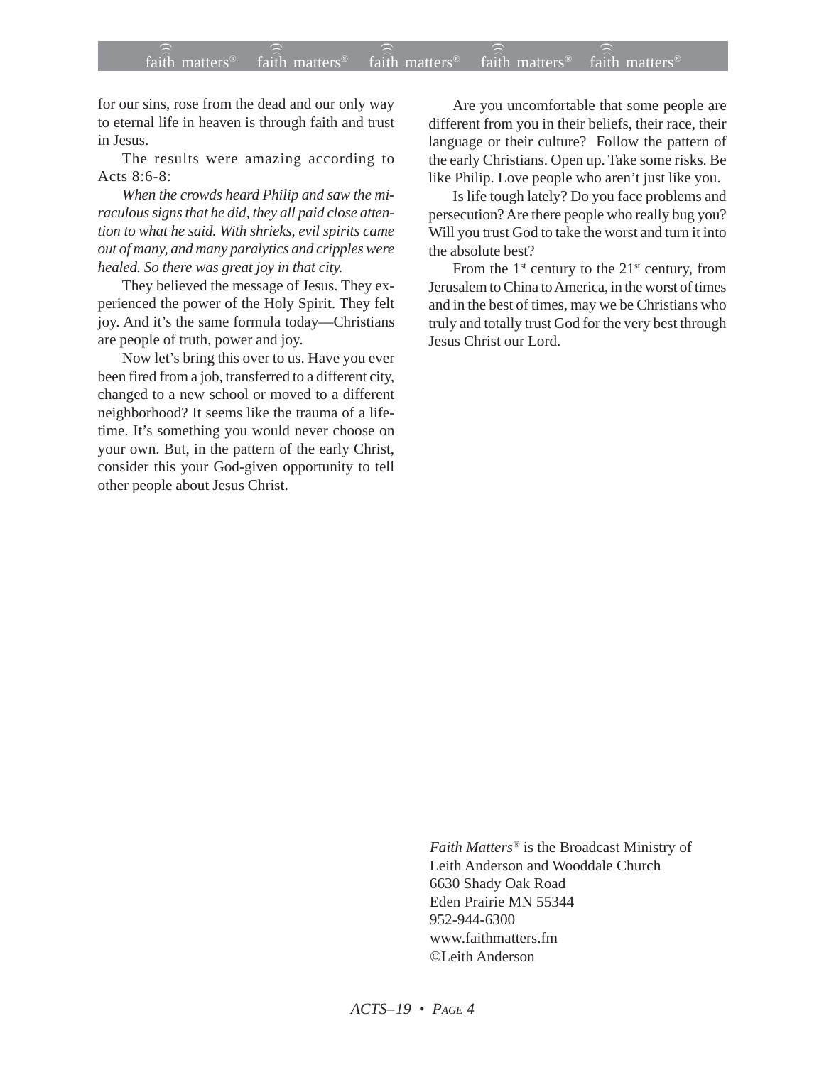for our sins, rose from the dead and our only way to eternal life in heaven is through faith and trust in Jesus.

The results were amazing according to Acts 8:6-8:

*When the crowds heard Philip and saw the miraculous signs that he did, they all paid close attention to what he said. With shrieks, evil spirits came out of many, and many paralytics and cripples were healed. So there was great joy in that city.*

They believed the message of Jesus. They experienced the power of the Holy Spirit. They felt joy. And it's the same formula today—Christians are people of truth, power and joy.

Now let's bring this over to us. Have you ever been fired from a job, transferred to a different city, changed to a new school or moved to a different neighborhood? It seems like the trauma of a lifetime. It's something you would never choose on your own. But, in the pattern of the early Christ, consider this your God-given opportunity to tell other people about Jesus Christ.

Are you uncomfortable that some people are different from you in their beliefs, their race, their language or their culture? Follow the pattern of the early Christians. Open up. Take some risks. Be like Philip. Love people who aren't just like you.

Is life tough lately? Do you face problems and persecution? Are there people who really bug you? Will you trust God to take the worst and turn it into the absolute best?

From the 1st century to the 21st century, from Jerusalem to China to America, in the worst of times and in the best of times, may we be Christians who truly and totally trust God for the very best through Jesus Christ our Lord.

*Faith Matters®* is the Broadcast Ministry of
Leith Anderson and Wooddale Church
6630 Shady Oak Road
Eden Prairie MN 55344
952-944-6300
www.faithmatters.fm
©Leith Anderson